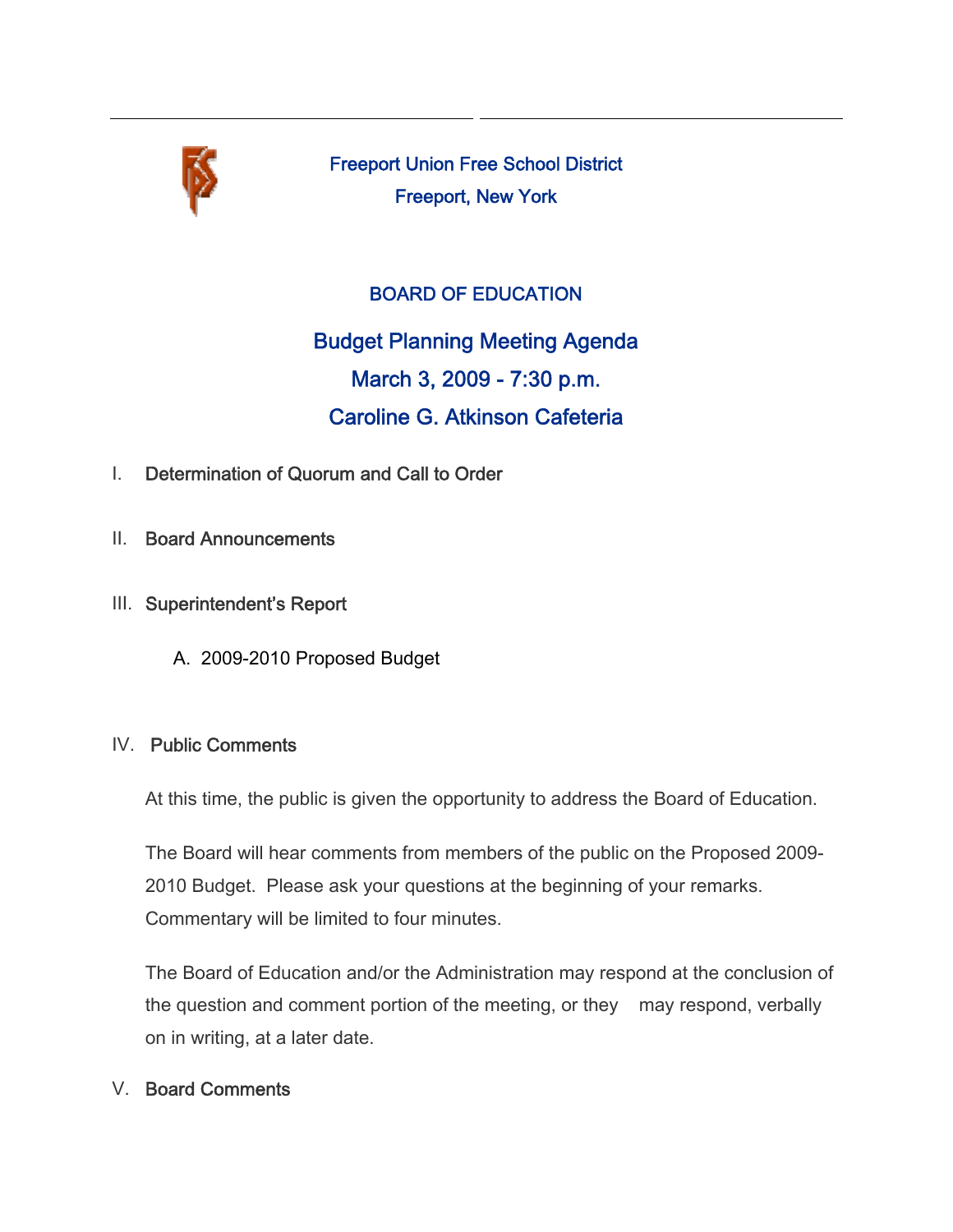# Freeport Union Free School District

## Freeport, New York

### BOARD OF EDUCATION

## Budget Planning Meeting Agenda

## March 3, 2009 - 7:30 p.m.

## Caroline G. Atkinson Cafeteria

I. **Determination of Quorum and Call to Order**

II. **Board Announcements**

III. **Superintendent's Report**

A. 2009-2010 Proposed Budget

IV. **Public Comments**

At this time, the public is given the opportunity to address the Board of Education.

The Board will hear comments from members of the public on the Proposed 2009-2010 Budget. Please ask your questions at the beginning of your remarks. Commentary will be limited to four minutes.

The Board of Education and/or the Administration may respond at the conclusion of the question and comment portion of the meeting, or they may respond, verbally on in writing, at a later date.

V. **Board Comments**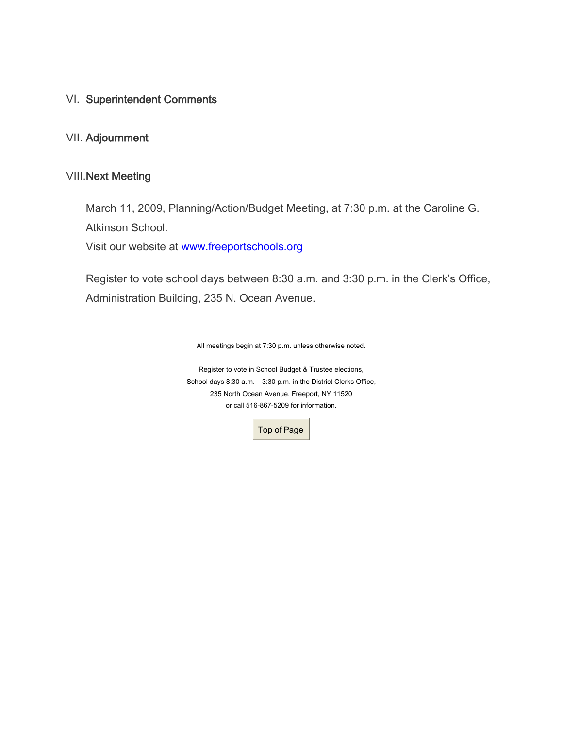VI. **Superintendent Comments**

VII. **Adjournment**

VIII. **Next Meeting**

March 11, 2009, Planning/Action/Budget Meeting, at 7:30 p.m. at the Caroline G. Atkinson School.

Visit our website at www.freeportschools.org

Register to vote school days between 8:30 a.m. and 3:30 p.m. in the Clerk's Office, Administration Building, 235 N. Ocean Avenue.

All meetings begin at 7:30 p.m. unless otherwise noted.

Register to vote in School Budget & Trustee elections,
School days 8:30 a.m. – 3:30 p.m. in the District Clerks Office,
235 North Ocean Avenue, Freeport, NY 11520
or call 516-867-5209 for information.

Top of Page